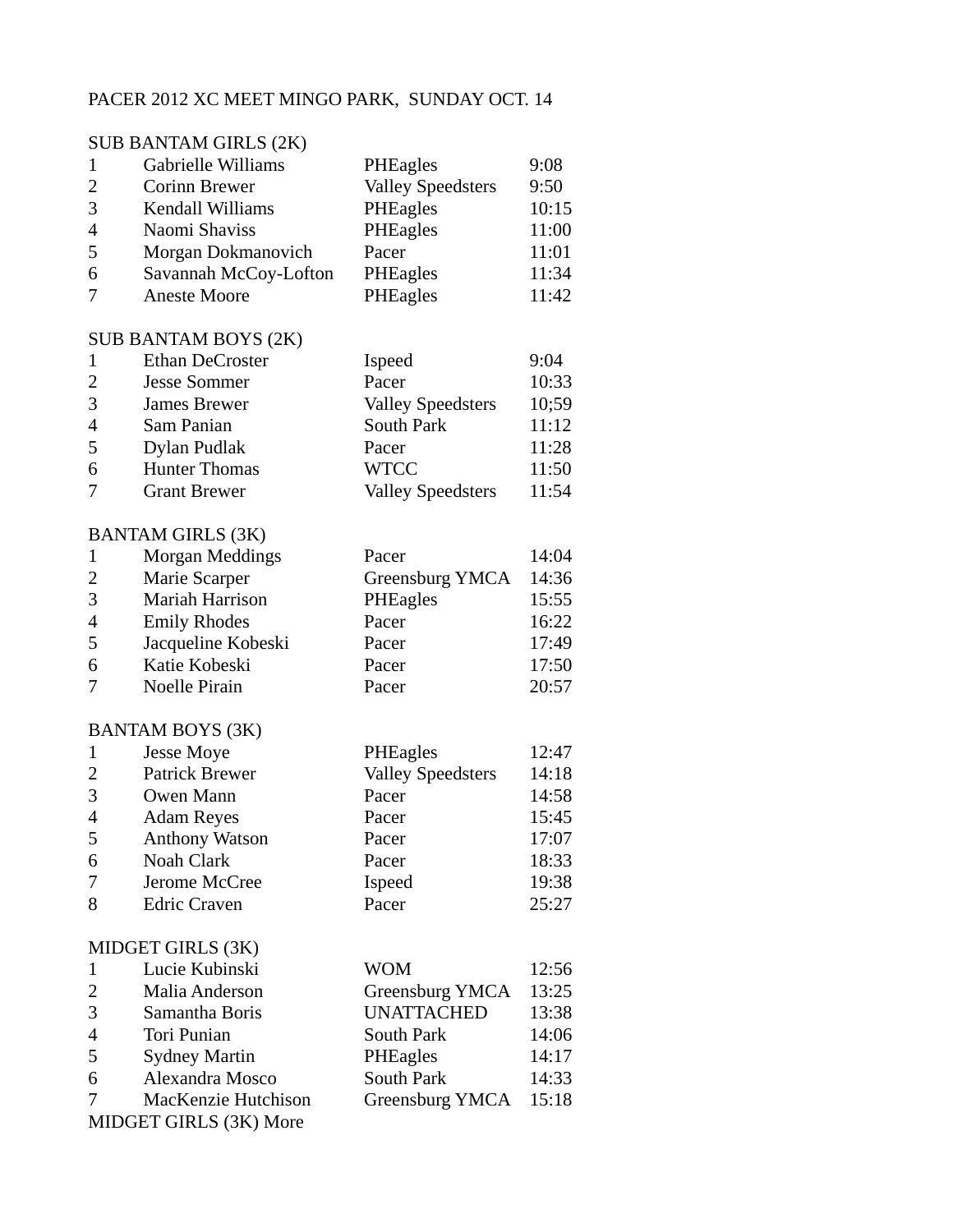# PACER 2012 XC MEET MINGO PARK, SUNDAY OCT. 14

## SUB BANTAM GIRLS (2K)

| | | | |
|---|---|---|---|
| 1 | Gabrielle Williams | PHEagles | 9:08 |
| 2 | Corinn Brewer | Valley Speedsters | 9:50 |
| 3 | Kendall Williams | PHEagles | 10:15 |
| 4 | Naomi Shaviss | PHEagles | 11:00 |
| 5 | Morgan Dokmanovich | Pacer | 11:01 |
| 6 | Savannah McCoy-Lofton | PHEagles | 11:34 |
| 7 | Aneste Moore | PHEagles | 11:42 |

## SUB BANTAM BOYS (2K)

| | | | |
|---|---|---|---|
| 1 | Ethan DeCroster | Ispeed | 9:04 |
| 2 | Jesse Sommer | Pacer | 10:33 |
| 3 | James Brewer | Valley Speedsters | 10;59 |
| 4 | Sam Panian | South Park | 11:12 |
| 5 | Dylan Pudlak | Pacer | 11:28 |
| 6 | Hunter Thomas | WTCC | 11:50 |
| 7 | Grant Brewer | Valley Speedsters | 11:54 |

## BANTAM GIRLS (3K)

| | | | |
|---|---|---|---|
| 1 | Morgan Meddings | Pacer | 14:04 |
| 2 | Marie Scarper | Greensburg YMCA | 14:36 |
| 3 | Mariah Harrison | PHEagles | 15:55 |
| 4 | Emily Rhodes | Pacer | 16:22 |
| 5 | Jacqueline Kobeski | Pacer | 17:49 |
| 6 | Katie Kobeski | Pacer | 17:50 |
| 7 | Noelle Pirain | Pacer | 20:57 |

## BANTAM BOYS (3K)

| | | | |
|---|---|---|---|
| 1 | Jesse Moye | PHEagles | 12:47 |
| 2 | Patrick Brewer | Valley Speedsters | 14:18 |
| 3 | Owen Mann | Pacer | 14:58 |
| 4 | Adam Reyes | Pacer | 15:45 |
| 5 | Anthony Watson | Pacer | 17:07 |
| 6 | Noah Clark | Pacer | 18:33 |
| 7 | Jerome McCree | Ispeed | 19:38 |
| 8 | Edric Craven | Pacer | 25:27 |

## MIDGET GIRLS (3K)

| | | | |
|---|---|---|---|
| 1 | Lucie Kubinski | WOM | 12:56 |
| 2 | Malia Anderson | Greensburg YMCA | 13:25 |
| 3 | Samantha Boris | UNATTACHED | 13:38 |
| 4 | Tori Punian | South Park | 14:06 |
| 5 | Sydney Martin | PHEagles | 14:17 |
| 6 | Alexandra Mosco | South Park | 14:33 |
| 7 | MacKenzie Hutchison | Greensburg YMCA | 15:18 |

MIDGET GIRLS (3K) More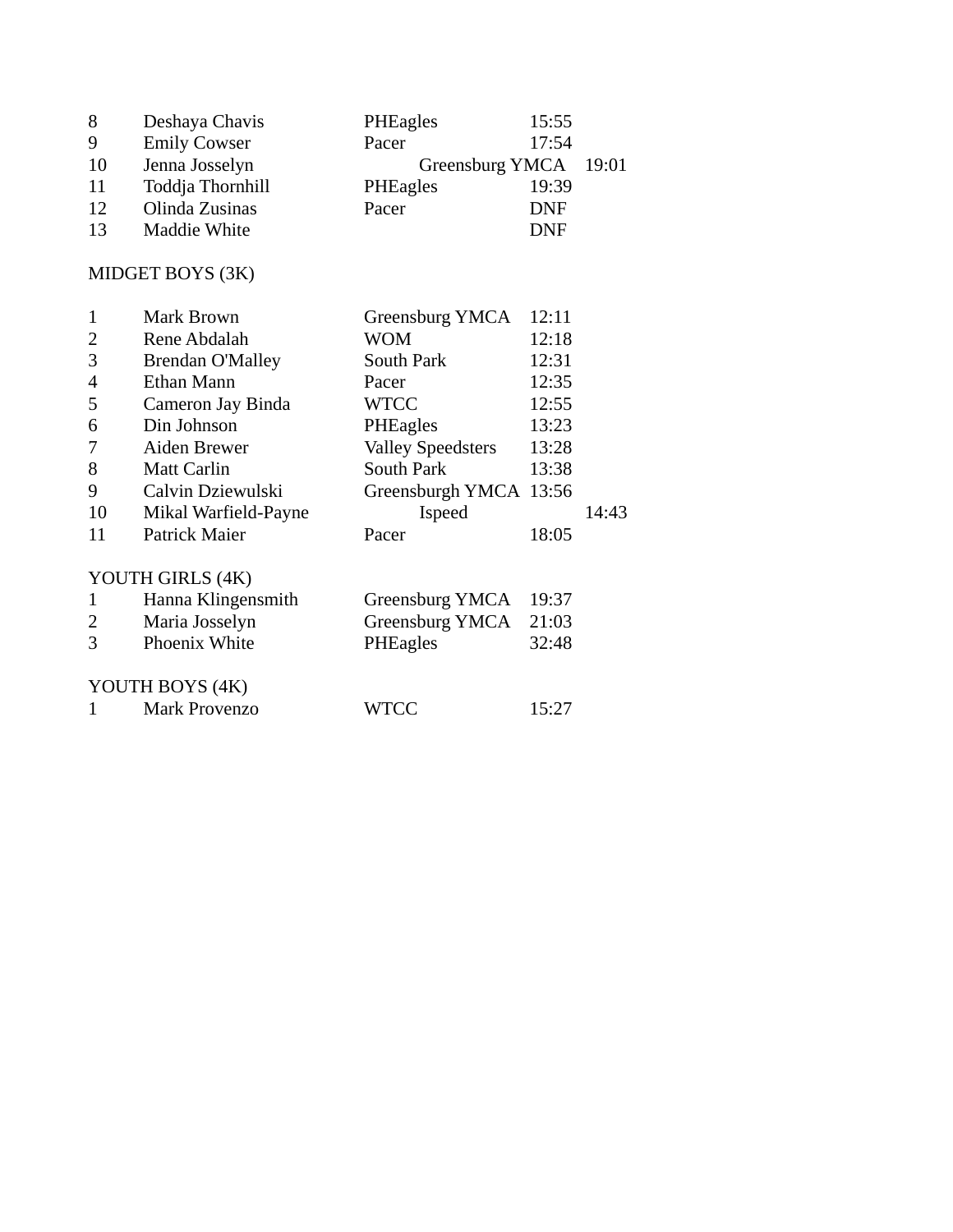| | | | |
|---|---|---|---|
| 8 | Deshaya Chavis | PHEagles | 15:55 |
| 9 | Emily Cowser | Pacer | 17:54 |
| 10 | Jenna Josselyn | Greensburg YMCA | 19:01 |
| 11 | Toddja Thornhill | PHEagles | 19:39 |
| 12 | Olinda Zusinas | Pacer | DNF |
| 13 | Maddie White | | DNF |

## MIDGET BOYS (3K)

| | | | |
|---|---|---|---|
| 1 | Mark Brown | Greensburg YMCA | 12:11 |
| 2 | Rene Abdalah | WOM | 12:18 |
| 3 | Brendan O'Malley | South Park | 12:31 |
| 4 | Ethan Mann | Pacer | 12:35 |
| 5 | Cameron Jay Binda | WTCC | 12:55 |
| 6 | Din Johnson | PHEagles | 13:23 |
| 7 | Aiden Brewer | Valley Speedsters | 13:28 |
| 8 | Matt Carlin | South Park | 13:38 |
| 9 | Calvin Dziewulski | Greensburgh YMCA | 13:56 |
| 10 | Mikal Warfield-Payne | Ispeed | 14:43 |
| 11 | Patrick Maier | Pacer | 18:05 |

## YOUTH GIRLS (4K)

| | | | |
|---|---|---|---|
| 1 | Hanna Klingensmith | Greensburg YMCA | 19:37 |
| 2 | Maria Josselyn | Greensburg YMCA | 21:03 |
| 3 | Phoenix White | PHEagles | 32:48 |

## YOUTH BOYS (4K)

| | | | |
|---|---|---|---|
| 1 | Mark Provenzo | WTCC | 15:27 |